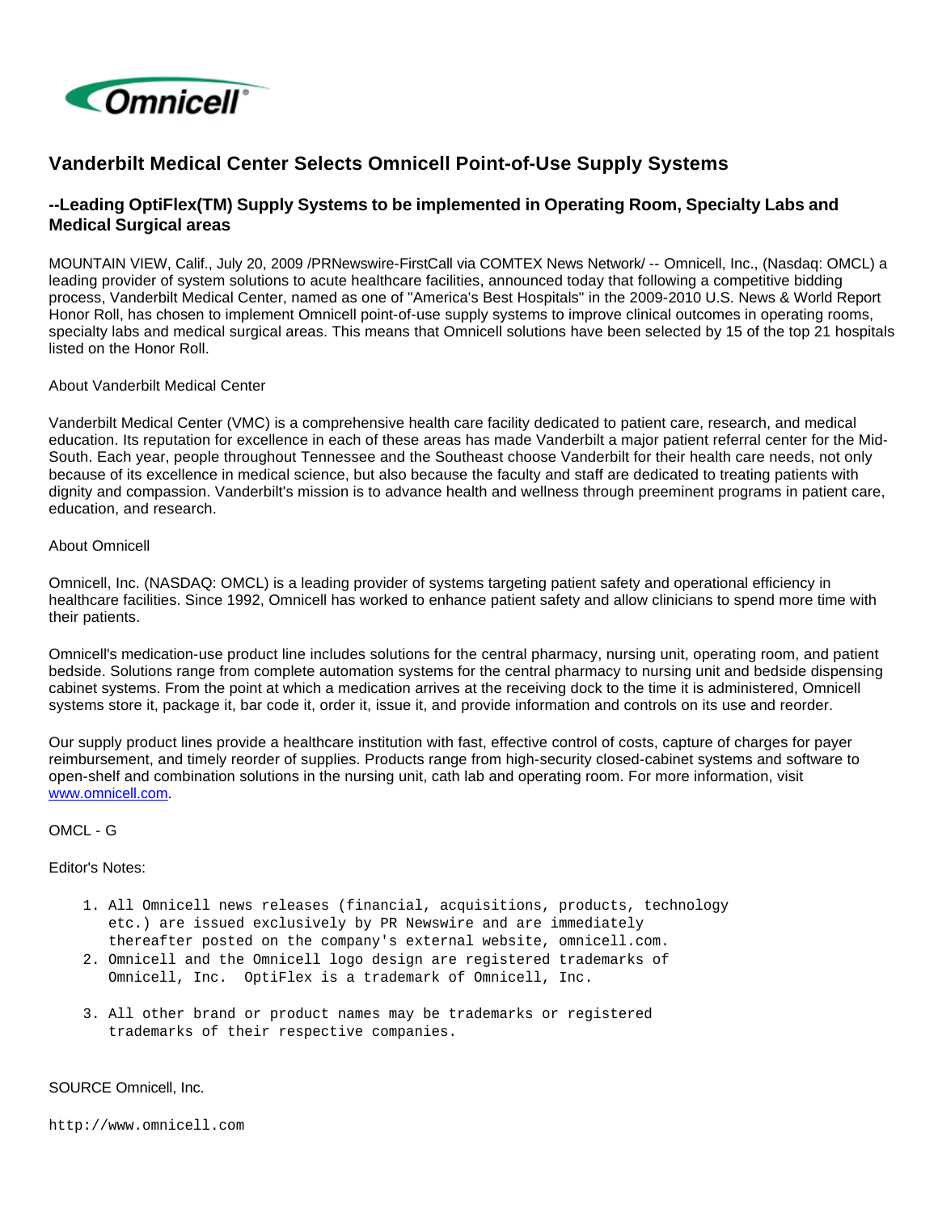# Vanderbilt Medical Center Selects Omnicell Point-of-Use Supply Systems

## --Leading OptiFlex(TM) Supply Systems to be implemented in Operating Room, Specialty Labs and Medical Surgical areas

MOUNTAIN VIEW, Calif., July 20, 2009 /PRNewswire-FirstCall via COMTEX News Network/ -- Omnicell, Inc., (Nasdaq: OMCL) a leading provider of system solutions to acute healthcare facilities, announced today that following a competitive bidding process, Vanderbilt Medical Center, named as one of "America's Best Hospitals" in the 2009-2010 U.S. News & World Report Honor Roll, has chosen to implement Omnicell point-of-use supply systems to improve clinical outcomes in operating rooms, specialty labs and medical surgical areas. This means that Omnicell solutions have been selected by 15 of the top 21 hospitals listed on the Honor Roll.

About Vanderbilt Medical Center

Vanderbilt Medical Center (VMC) is a comprehensive health care facility dedicated to patient care, research, and medical education. Its reputation for excellence in each of these areas has made Vanderbilt a major patient referral center for the Mid-South. Each year, people throughout Tennessee and the Southeast choose Vanderbilt for their health care needs, not only because of its excellence in medical science, but also because the faculty and staff are dedicated to treating patients with dignity and compassion. Vanderbilt's mission is to advance health and wellness through preeminent programs in patient care, education, and research.

About Omnicell

Omnicell, Inc. (NASDAQ: OMCL) is a leading provider of systems targeting patient safety and operational efficiency in healthcare facilities. Since 1992, Omnicell has worked to enhance patient safety and allow clinicians to spend more time with their patients.

Omnicell's medication-use product line includes solutions for the central pharmacy, nursing unit, operating room, and patient bedside. Solutions range from complete automation systems for the central pharmacy to nursing unit and bedside dispensing cabinet systems. From the point at which a medication arrives at the receiving dock to the time it is administered, Omnicell systems store it, package it, bar code it, order it, issue it, and provide information and controls on its use and reorder.

Our supply product lines provide a healthcare institution with fast, effective control of costs, capture of charges for payer reimbursement, and timely reorder of supplies. Products range from high-security closed-cabinet systems and software to open-shelf and combination solutions in the nursing unit, cath lab and operating room. For more information, visit www.omnicell.com.

OMCL - G

Editor's Notes:

1. All Omnicell news releases (financial, acquisitions, products, technology etc.) are issued exclusively by PR Newswire and are immediately thereafter posted on the company's external website, omnicell.com.
2. Omnicell and the Omnicell logo design are registered trademarks of Omnicell, Inc. OptiFlex is a trademark of Omnicell, Inc.
3. All other brand or product names may be trademarks or registered trademarks of their respective companies.

SOURCE Omnicell, Inc.

http://www.omnicell.com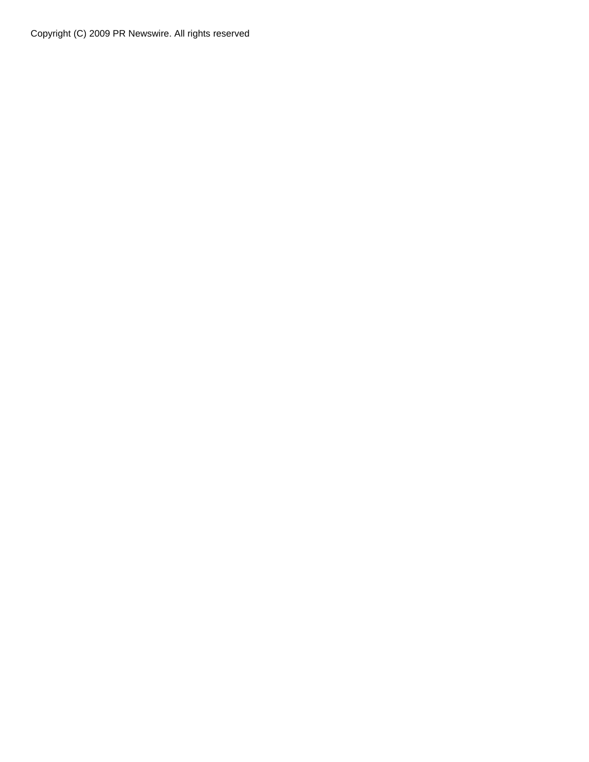Copyright (C) 2009 PR Newswire. All rights reserved